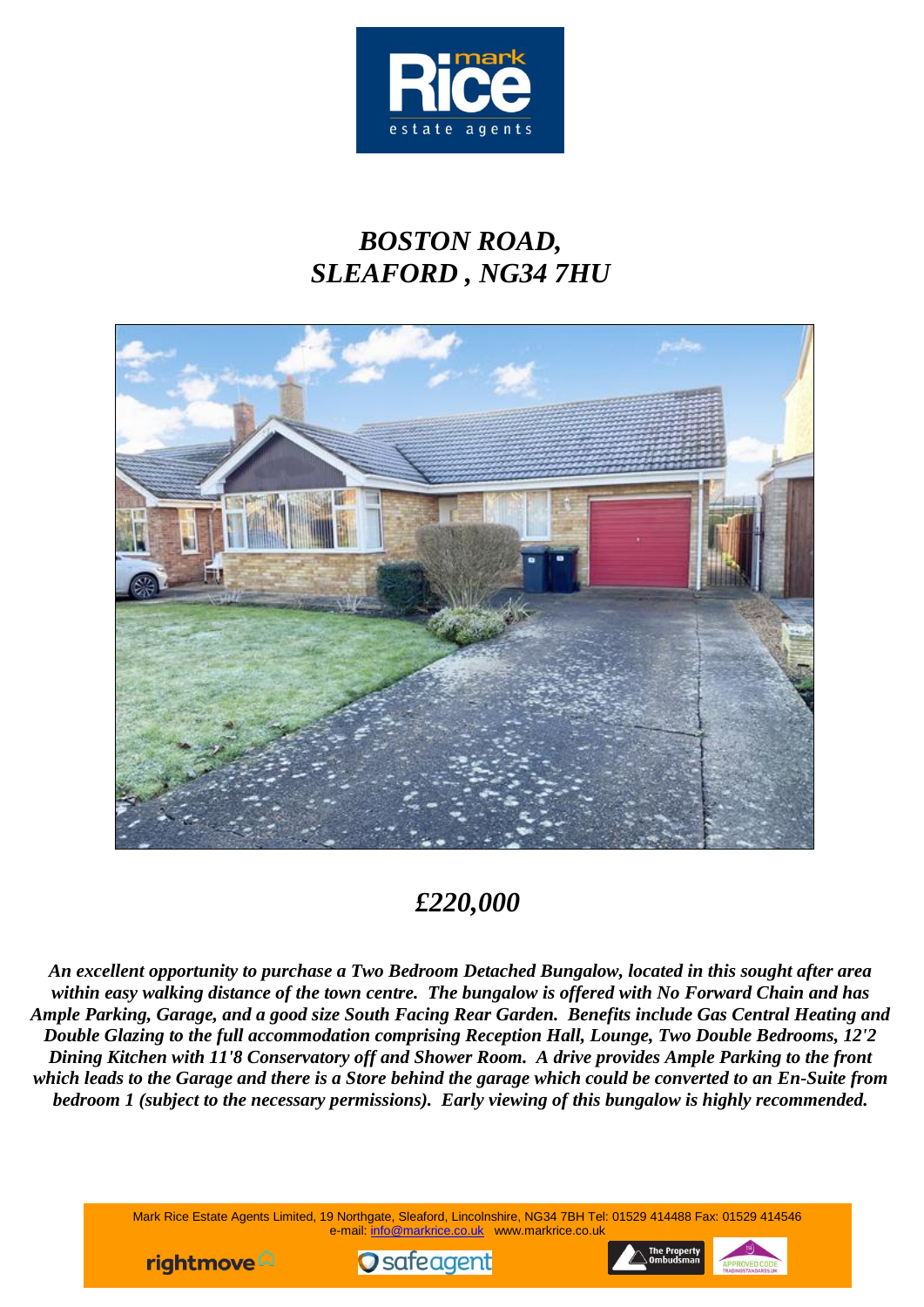# *BOSTON ROAD, SLEAFORD , NG34 7HU*

## *£220,000*

***An excellent opportunity to purchase a Two Bedroom Detached Bungalow, located in this sought after area within easy walking distance of the town centre. The bungalow is offered with No Forward Chain and has Ample Parking, Garage, and a good size South Facing Rear Garden. Benefits include Gas Central Heating and Double Glazing to the full accommodation comprising Reception Hall, Lounge, Two Double Bedrooms, 12'2 Dining Kitchen with 11'8 Conservatory off and Shower Room. A drive provides Ample Parking to the front which leads to the Garage and there is a Store behind the garage which could be converted to an En-Suite from bedroom 1 (subject to the necessary permissions). Early viewing of this bungalow is highly recommended.***

Mark Rice Estate Agents Limited, 19 Northgate, Sleaford, Lincolnshire, NG34 7BH Tel: 01529 414488 Fax: 01529 414546
e-mail: info@markrice.co.uk www.markrice.co.uk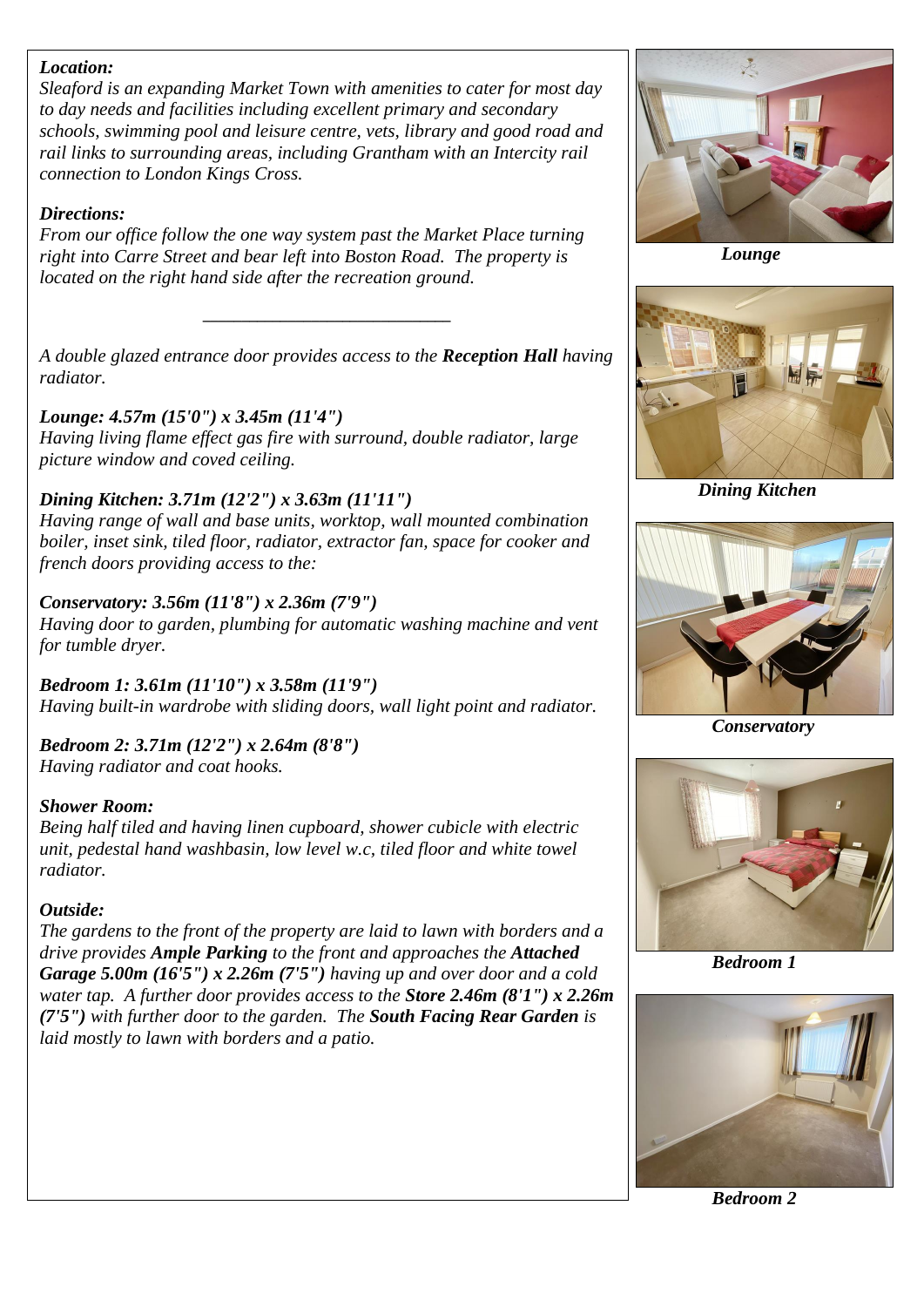***Location:***
*Sleaford is an expanding Market Town with amenities to cater for most day to day needs and facilities including excellent primary and secondary schools, swimming pool and leisure centre, vets, library and good road and rail links to surrounding areas, including Grantham with an Intercity rail connection to London Kings Cross.*

***Directions:***
*From our office follow the one way system past the Market Place turning right into Carre Street and bear left into Boston Road. The property is located on the right hand side after the recreation ground.*

---

*A double glazed entrance door provides access to the* ***Reception Hall*** *having radiator.*

***Lounge: 4.57m (15'0") x 3.45m (11'4")***
*Having living flame effect gas fire with surround, double radiator, large picture window and coved ceiling.*

***Dining Kitchen: 3.71m (12'2") x 3.63m (11'11")***
*Having range of wall and base units, worktop, wall mounted combination boiler, inset sink, tiled floor, radiator, extractor fan, space for cooker and french doors providing access to the:*

***Conservatory: 3.56m (11'8") x 2.36m (7'9")***
*Having door to garden, plumbing for automatic washing machine and vent for tumble dryer.*

***Bedroom 1: 3.61m (11'10") x 3.58m (11'9")***
*Having built-in wardrobe with sliding doors, wall light point and radiator.*

***Bedroom 2: 3.71m (12'2") x 2.64m (8'8")***
*Having radiator and coat hooks.*

***Shower Room:***
*Being half tiled and having linen cupboard, shower cubicle with electric unit, pedestal hand washbasin, low level w.c, tiled floor and white towel radiator.*

***Outside:***
*The gardens to the front of the property are laid to lawn with borders and a drive provides* ***Ample Parking*** *to the front and approaches the* ***Attached Garage 5.00m (16'5") x 2.26m (7'5")*** *having up and over door and a cold water tap. A further door provides access to the* ***Store 2.46m (8'1") x 2.26m (7'5")*** *with further door to the garden. The* ***South Facing Rear Garden*** *is laid mostly to lawn with borders and a patio.*

***Lounge***

***Dining Kitchen***

***Conservatory***

***Bedroom 1***

***Bedroom 2***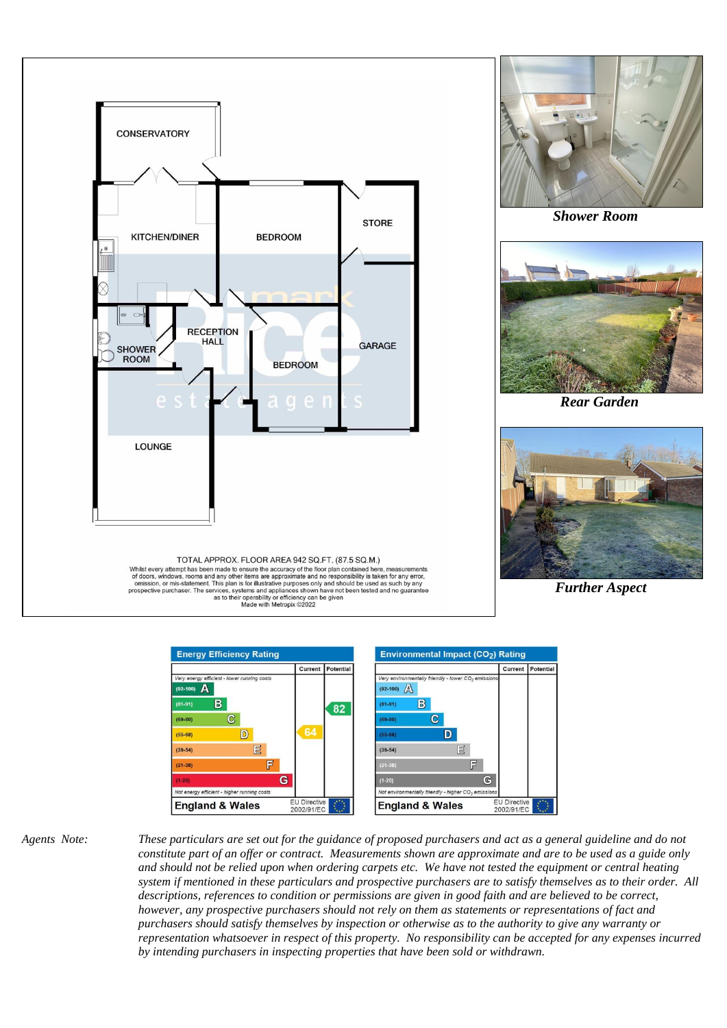CONSERVATORY

KITCHEN/DINER

BEDROOM

STORE

SHOWER ROOM

RECEPTION HALL

GARAGE

BEDROOM

LOUNGE

TOTAL APPROX. FLOOR AREA 942 SQ.FT. (87.5 SQ.M.)
Whilst every attempt has been made to ensure the accuracy of the floor plan contained here, measurements of doors, windows, rooms and any other items are approximate and no responsibility is taken for any error, omission, or mis-statement. This plan is for illustrative purposes only and should be used as such by any prospective purchaser. The services, systems and appliances shown have not been tested and no guarantee as to their operability or efficiency can be given
Made with Metropix ©2022

***Shower Room***

***Rear Garden***

***Further Aspect***

**Energy Efficiency Rating**

| | Current | Potential |
|---|---|---|
| *Very energy efficient - lower running costs* | | |
| (92-100) A | | |
| (81-91) B | | 82 |
| (69-80) C | | |
| (55-68) D | 64 | |
| (39-54) E | | |
| (21-38) F | | |
| (1-20) G | | |
| *Not energy efficient - higher running costs* | | |
| **England & Wales** | EU Directive 2002/91/EC | |

**Environmental Impact ($CO_2$) Rating**

| | Current | Potential |
|---|---|---|
| *Very environmentally friendly - lower $CO_2$ emissions* | | |
| (92-100) A | | |
| (81-91) B | | |
| (69-80) C | | |
| (55-68) D | | |
| (39-54) E | | |
| (21-38) F | | |
| (1-20) G | | |
| *Not environmentally friendly - higher $CO_2$ emissions* | | |
| **England & Wales** | EU Directive 2002/91/EC | |

*Agents Note:* *These particulars are set out for the guidance of proposed purchasers and act as a general guideline and do not constitute part of an offer or contract. Measurements shown are approximate and are to be used as a guide only and should not be relied upon when ordering carpets etc. We have not tested the equipment or central heating system if mentioned in these particulars and prospective purchasers are to satisfy themselves as to their order. All descriptions, references to condition or permissions are given in good faith and are believed to be correct, however, any prospective purchasers should not rely on them as statements or representations of fact and purchasers should satisfy themselves by inspection or otherwise as to the authority to give any warranty or representation whatsoever in respect of this property. No responsibility can be accepted for any expenses incurred by intending purchasers in inspecting properties that have been sold or withdrawn.*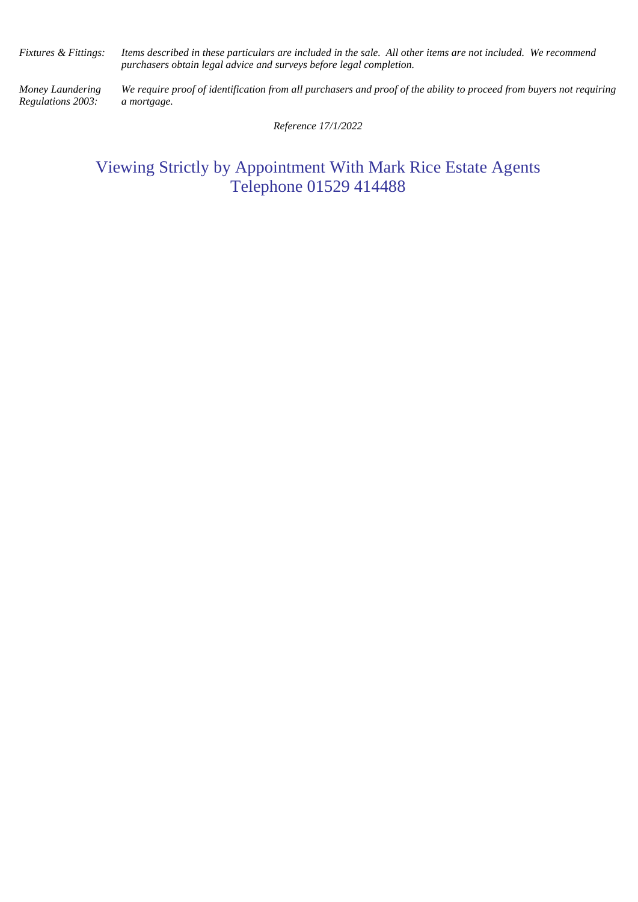*Fixtures & Fittings:* *Items described in these particulars are included in the sale. All other items are not included. We recommend purchasers obtain legal advice and surveys before legal completion.*

*Money Laundering Regulations 2003:* *We require proof of identification from all purchasers and proof of the ability to proceed from buyers not requiring a mortgage.*

*Reference 17/1/2022*

Viewing Strictly by Appointment With Mark Rice Estate Agents
Telephone 01529 414488